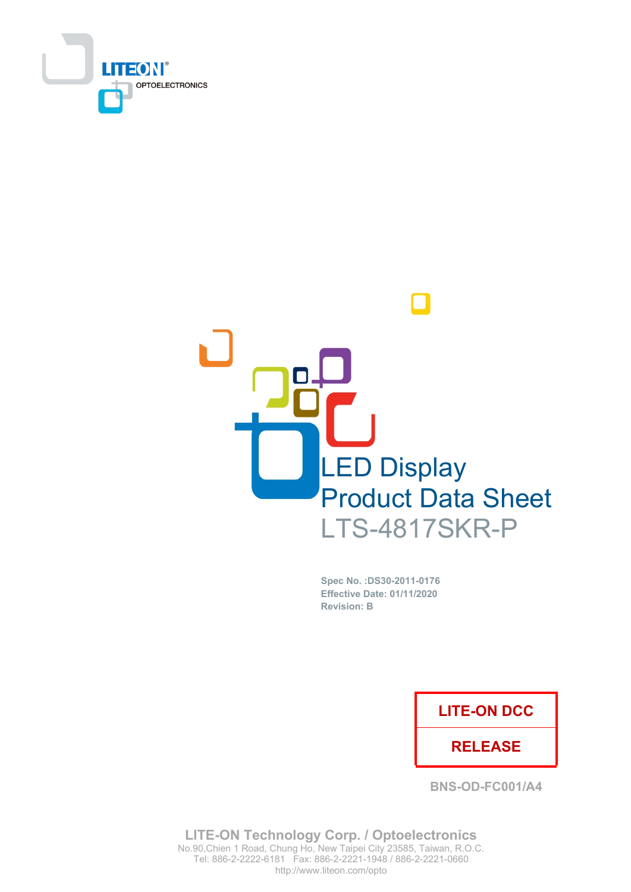LITEON®
OPTOELECTRONICS

# LED Display
# Product Data Sheet
## LTS-4817SKR-P

**Spec No. :DS30-2011-0176**
**Effective Date: 01/11/2020**
**Revision: B**

| LITE-ON DCC |
|---|
| RELEASE |

BNS-OD-FC001/A4

**LITE-ON Technology Corp. / Optoelectronics**
No.90,Chien 1 Road, Chung Ho, New Taipei City 23585, Taiwan, R.O.C.
Tel: 886-2-2222-6181 Fax: 886-2-2221-1948 / 886-2-2221-0660
http://www.liteon.com/opto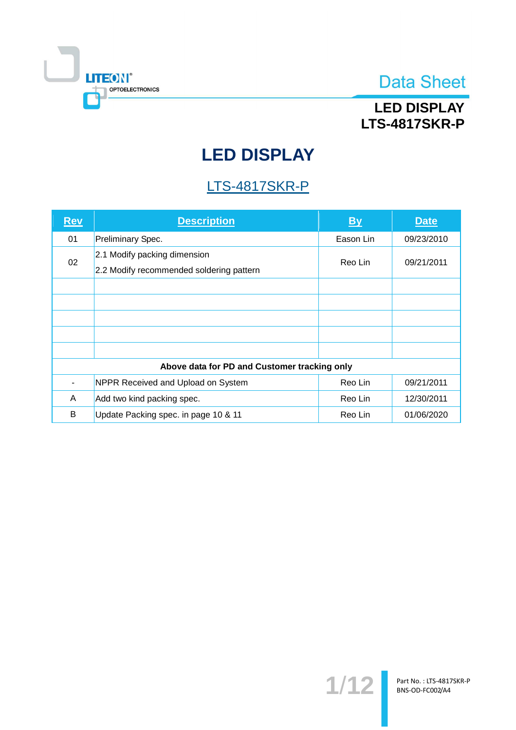# LED DISPLAY

## LTS-4817SKR-P

| Rev | Description | By | Date |
|---|---|---|---|
| 01 | Preliminary Spec. | Eason Lin | 09/23/2010 |
| 02 | 2.1 Modify packing dimension<br>2.2 Modify recommended soldering pattern | Reo Lin | 09/21/2011 |
| | | | |
| | | | |
| | | | |
| | | | |
| | | | |
| **Above data for PD and Customer tracking only** | | | |
| - | NPPR Received and Upload on System | Reo Lin | 09/21/2011 |
| A | Add two kind packing spec. | Reo Lin | 12/30/2011 |
| B | Update Packing spec. in page 10 & 11 | Reo Lin | 01/06/2020 |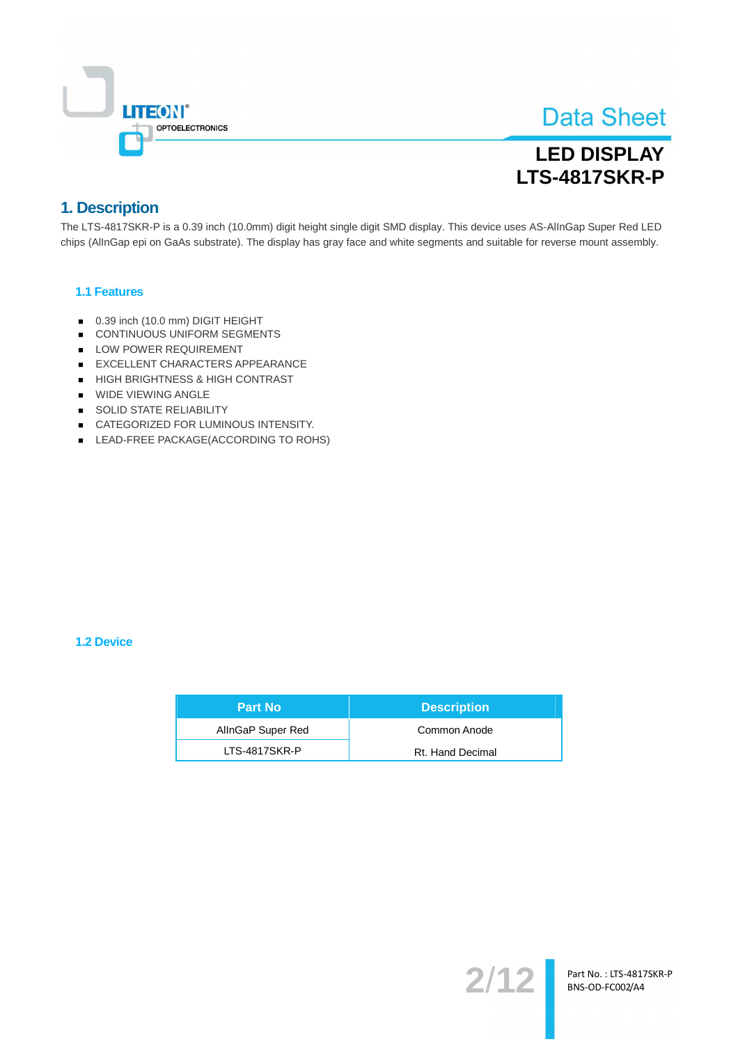# LED DISPLAY
# LTS-4817SKR-P

## 1. Description

The LTS-4817SKR-P is a 0.39 inch (10.0mm) digit height single digit SMD display. This device uses AS-AlInGap Super Red LED chips (AlInGap epi on GaAs substrate). The display has gray face and white segments and suitable for reverse mount assembly.

### 1.1 Features

- 0.39 inch (10.0 mm) DIGIT HEIGHT
- CONTINUOUS UNIFORM SEGMENTS
- LOW POWER REQUIREMENT
- EXCELLENT CHARACTERS APPEARANCE
- HIGH BRIGHTNESS & HIGH CONTRAST
- WIDE VIEWING ANGLE
- SOLID STATE RELIABILITY
- CATEGORIZED FOR LUMINOUS INTENSITY.
- LEAD-FREE PACKAGE(ACCORDING TO ROHS)

### 1.2 Device

| Part No | Description |
|---|---|
| AlInGaP Super Red | Common Anode |
| LTS-4817SKR-P | Rt. Hand Decimal |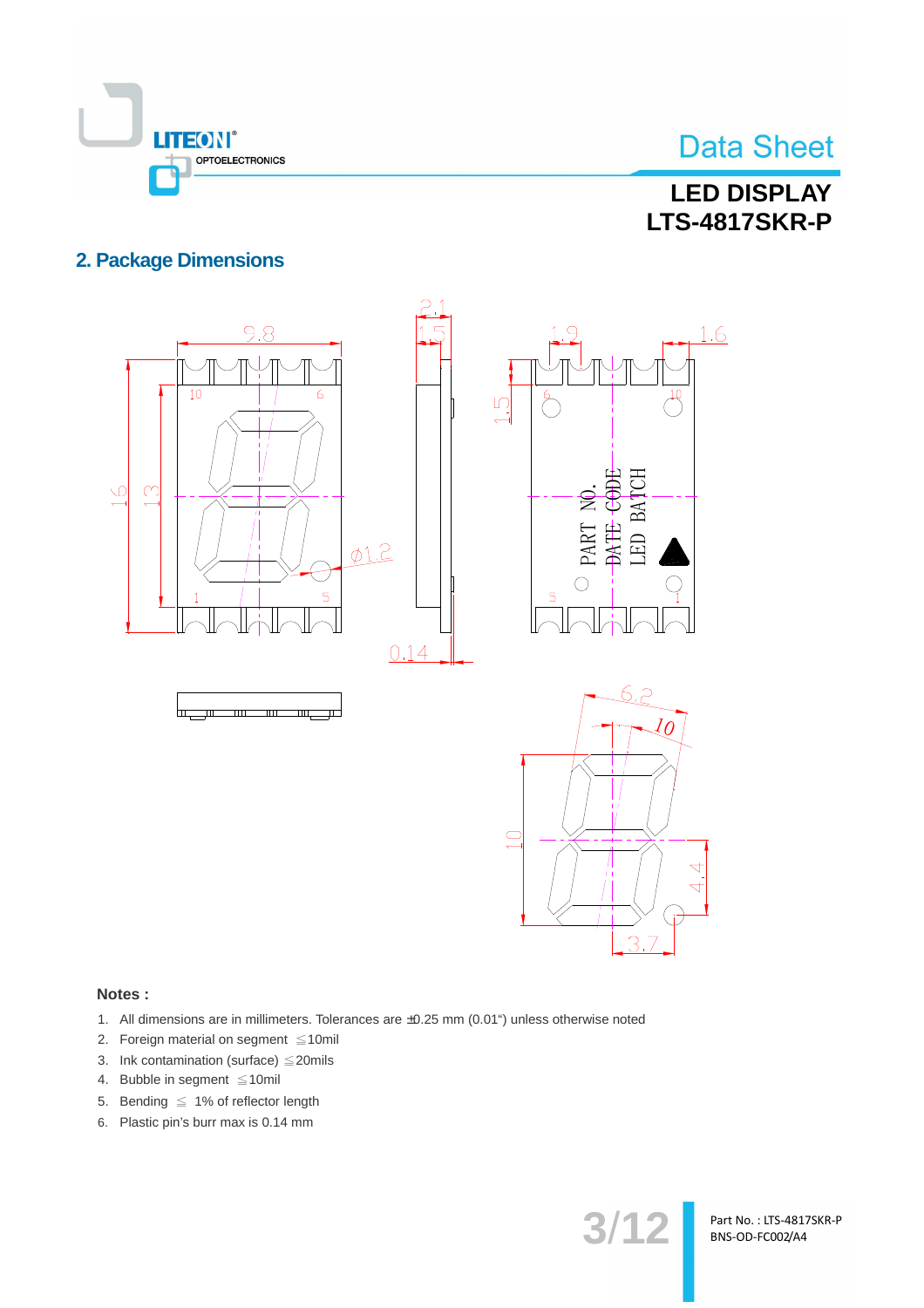## 2. Package Dimensions

**Notes :**

1. All dimensions are in millimeters. Tolerances are ±0.25 mm (0.01") unless otherwise noted
2. Foreign material on segment ≦10mil
3. Ink contamination (surface) ≦20mils
4. Bubble in segment ≦10mil
5. Bending ≦ 1% of reflector length
6. Plastic pin's burr max is 0.14 mm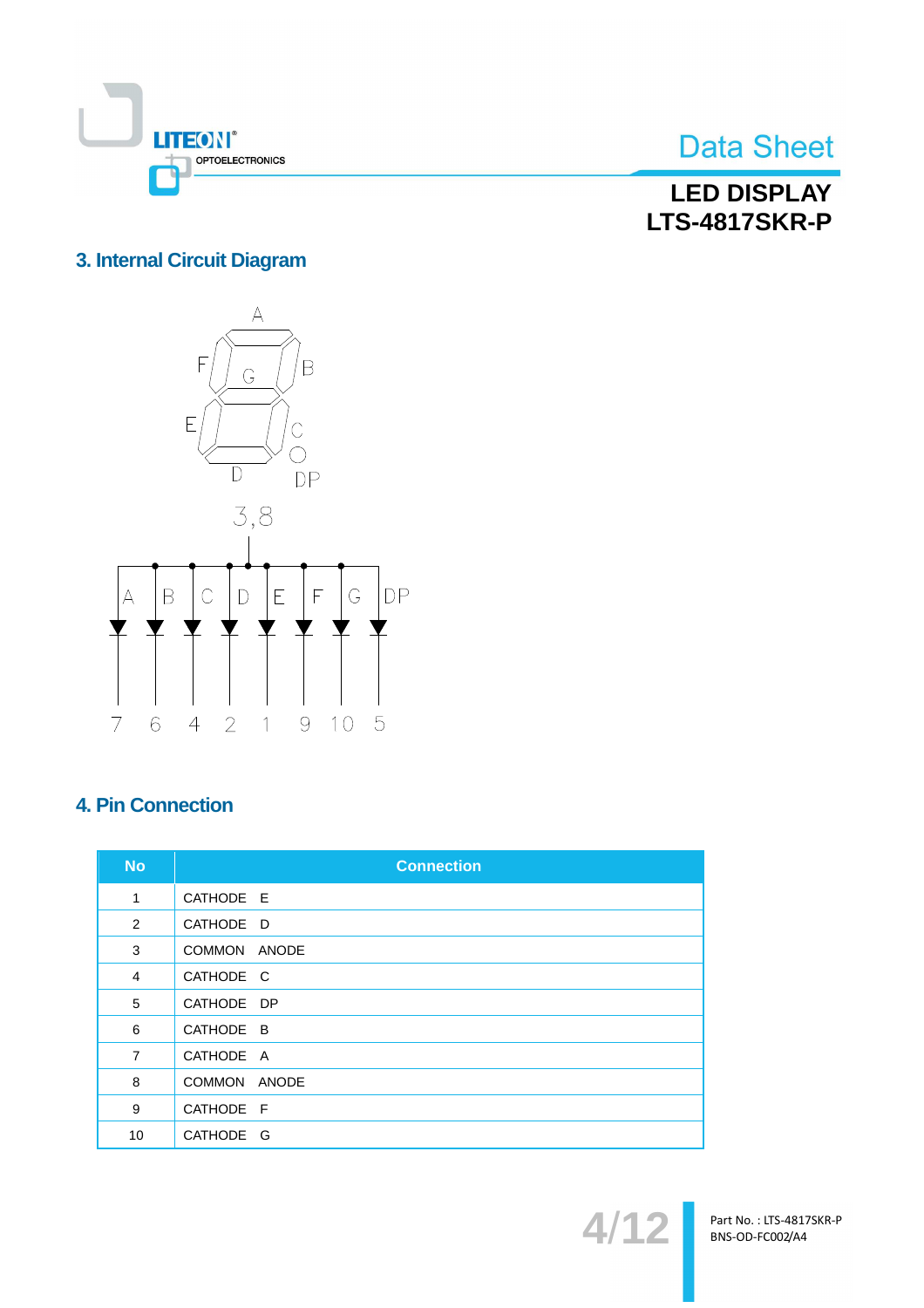## 3. Internal Circuit Diagram

## 4. Pin Connection

| No | Connection |
|---|---|
| 1 | CATHODE E |
| 2 | CATHODE D |
| 3 | COMMON ANODE |
| 4 | CATHODE C |
| 5 | CATHODE DP |
| 6 | CATHODE B |
| 7 | CATHODE A |
| 8 | COMMON ANODE |
| 9 | CATHODE F |
| 10 | CATHODE G |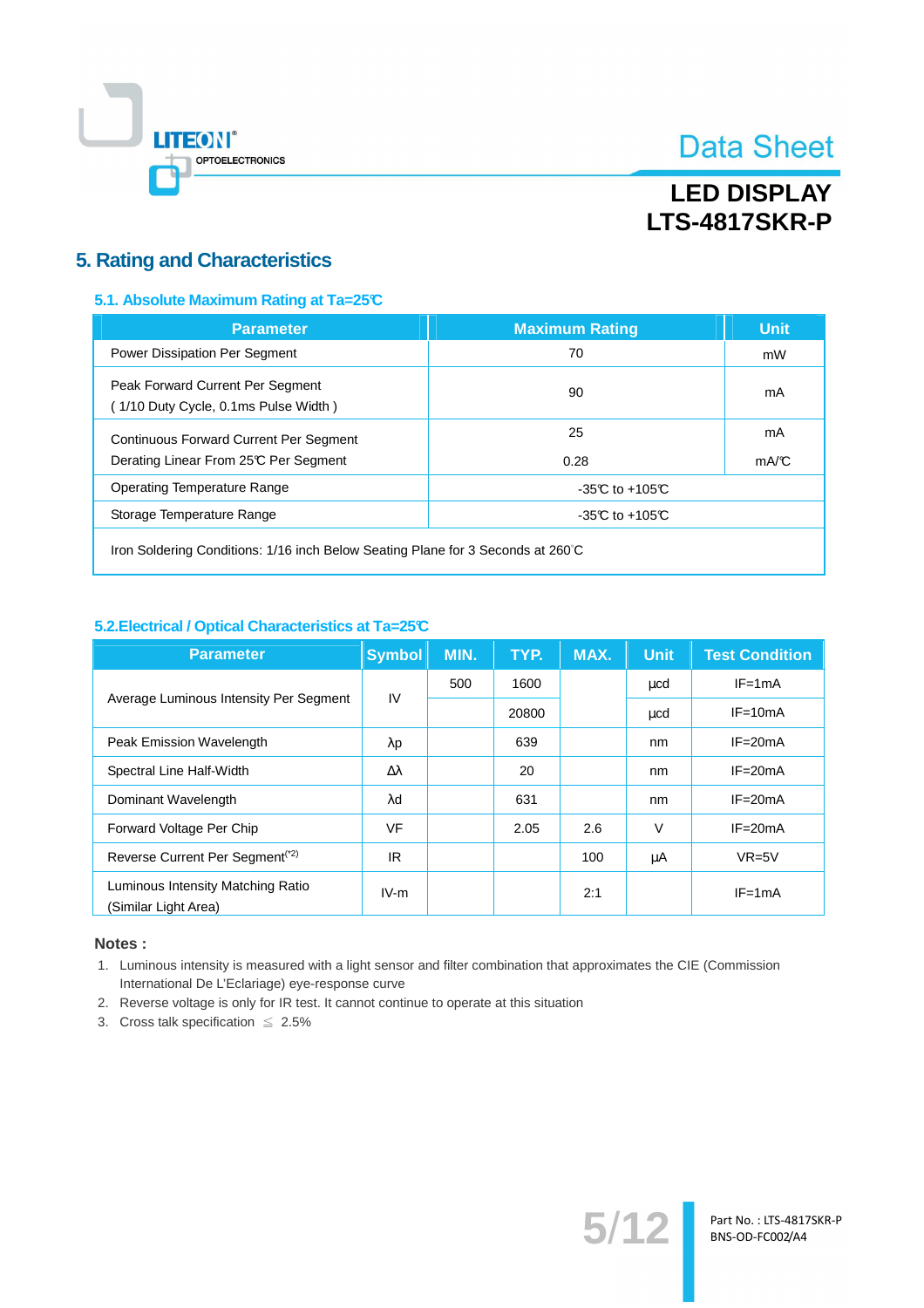## 5. Rating and Characteristics

### 5.1. Absolute Maximum Rating at Ta=25℃

| Parameter | Maximum Rating | Unit |
|---|---|---|
| Power Dissipation Per Segment | 70 | mW |
| Peak Forward Current Per Segment ( 1/10 Duty Cycle, 0.1ms Pulse Width ) | 90 | mA |
| Continuous Forward Current Per Segment | 25 | mA |
| Derating Linear From 25℃ Per Segment | 0.28 | mA/℃ |
| Operating Temperature Range | -35℃ to +105℃ | |
| Storage Temperature Range | -35℃ to +105℃ | |
| Iron Soldering Conditions: 1/16 inch Below Seating Plane for 3 Seconds at 260℃ | | |

### 5.2.Electrical / Optical Characteristics at Ta=25℃

| Parameter | Symbol | MIN. | TYP. | MAX. | Unit | Test Condition |
|---|---|---|---|---|---|---|
| Average Luminous Intensity Per Segment | IV | 500 | 1600 | | μcd | IF=1mA |
| | | | 20800 | | μcd | IF=10mA |
| Peak Emission Wavelength | λp | | 639 | | nm | IF=20mA |
| Spectral Line Half-Width | Δλ | | 20 | | nm | IF=20mA |
| Dominant Wavelength | λd | | 631 | | nm | IF=20mA |
| Forward Voltage Per Chip | VF | | 2.05 | 2.6 | V | IF=20mA |
| Reverse Current Per Segment[(*2)] | IR | | | 100 | μA | VR=5V |
| Luminous Intensity Matching Ratio (Similar Light Area) | IV-m | | | 2:1 | | IF=1mA |

**Notes :**

1. Luminous intensity is measured with a light sensor and filter combination that approximates the CIE (Commission International De L'Eclariage) eye-response curve
2. Reverse voltage is only for IR test. It cannot continue to operate at this situation
3. Cross talk specification ≦ 2.5%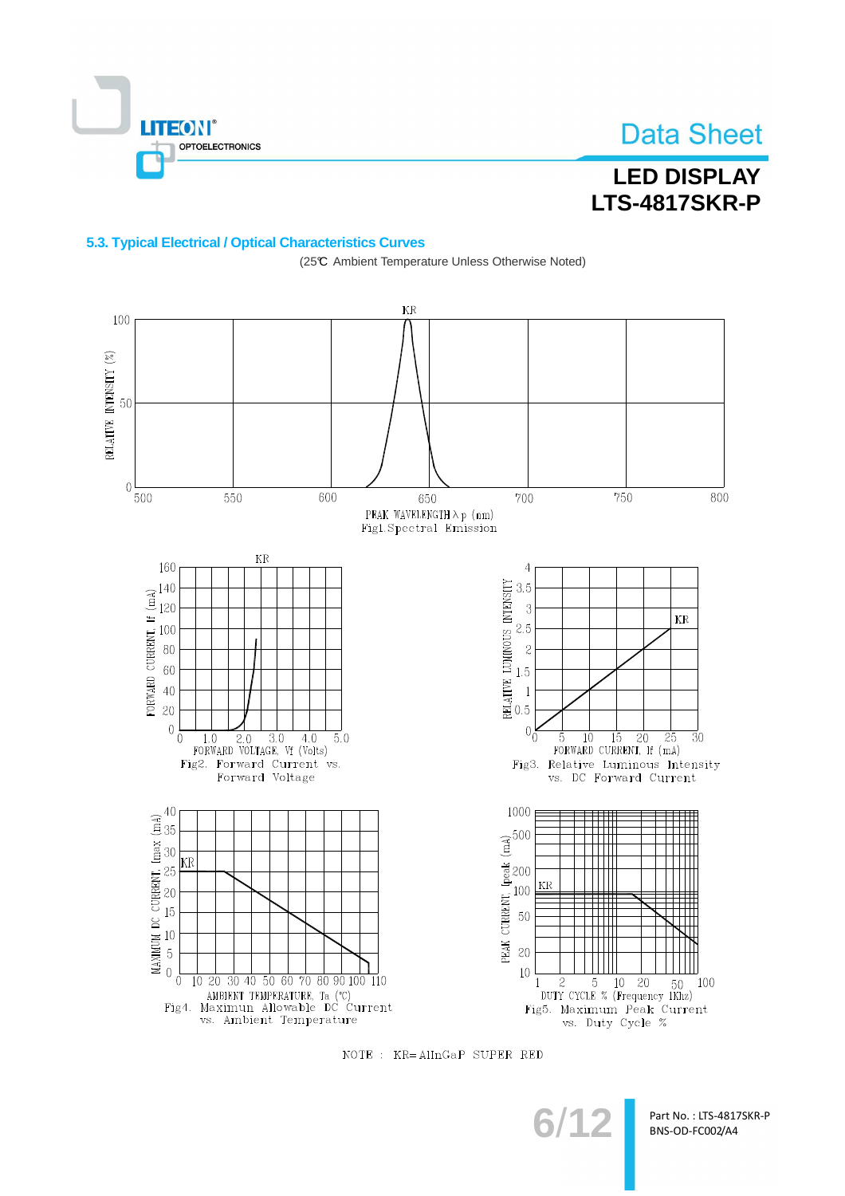### 5.3. Typical Electrical / Optical Characteristics Curves

(25℃ Ambient Temperature Unless Otherwise Noted)

Fig1. Spectral Emission

Fig2. Forward Current vs. Forward Voltage

Fig3. Relative Luminous Intensity vs. DC Forward Current

Fig4. Maximun Allowable DC Current vs. Ambient Temperature

Fig5. Maximum Peak Current vs. Duty Cycle %

NOTE : KR=AlInGaP SUPER RED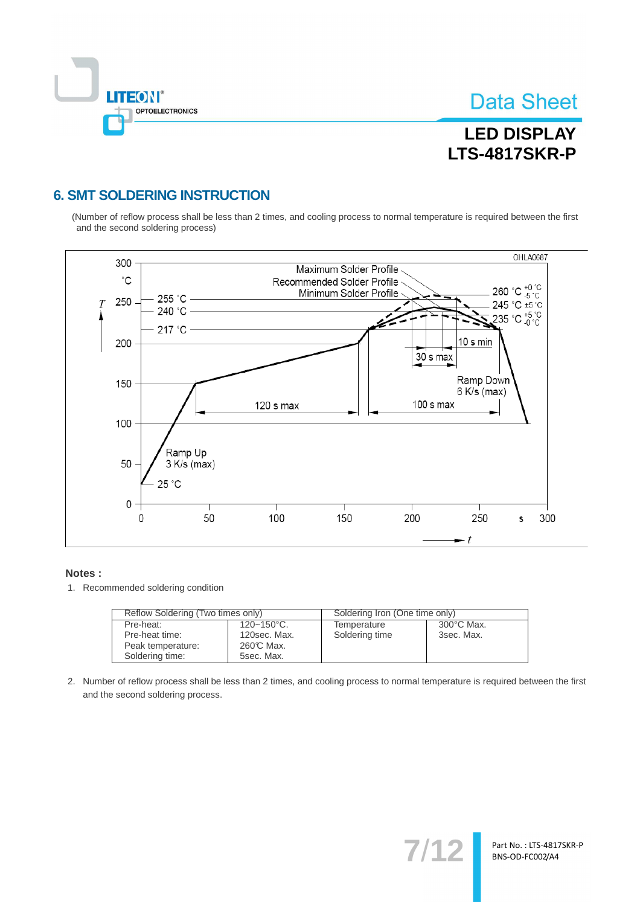## 6. SMT SOLDERING INSTRUCTION

(Number of reflow process shall be less than 2 times, and cooling process to normal temperature is required between the first and the second soldering process)

**Notes :**

1. Recommended soldering condition

| Reflow Soldering (Two times only) | | Soldering Iron (One time only) | |
|---|---|---|---|
| Pre-heat:<br>Pre-heat time:<br>Peak temperature:<br>Soldering time: | 120~150°C.<br>120sec. Max.<br>260℃ Max.<br>5sec. Max. | Temperature<br>Soldering time | 300°C Max.<br>3sec. Max. |

2. Number of reflow process shall be less than 2 times, and cooling process to normal temperature is required between the first and the second soldering process.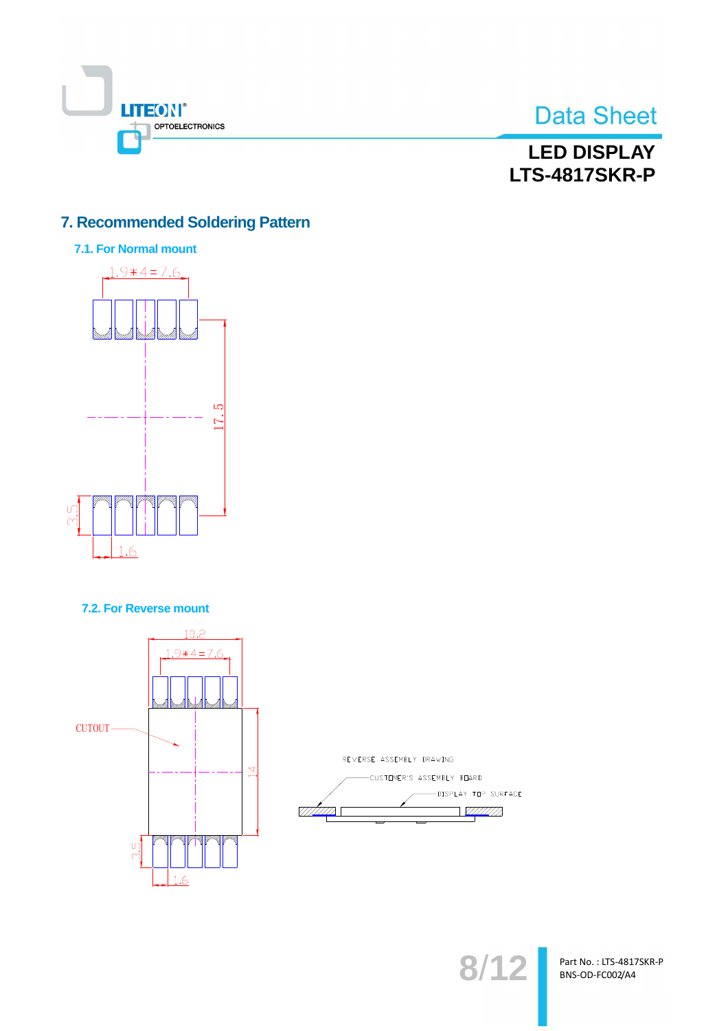## 7. Recommended Soldering Pattern

### 7.1. For Normal mount

1.9*4=7.6

17.5

3.5

1.6

### 7.2. For Reverse mount

10.2

1.9*4=7.6

CUTOUT

14

3.5

1.6

REVERSE ASSEMBLY DRAWING

CUSTOMER'S ASSEMBLY BOARD

DISPLAY TOP SURFACE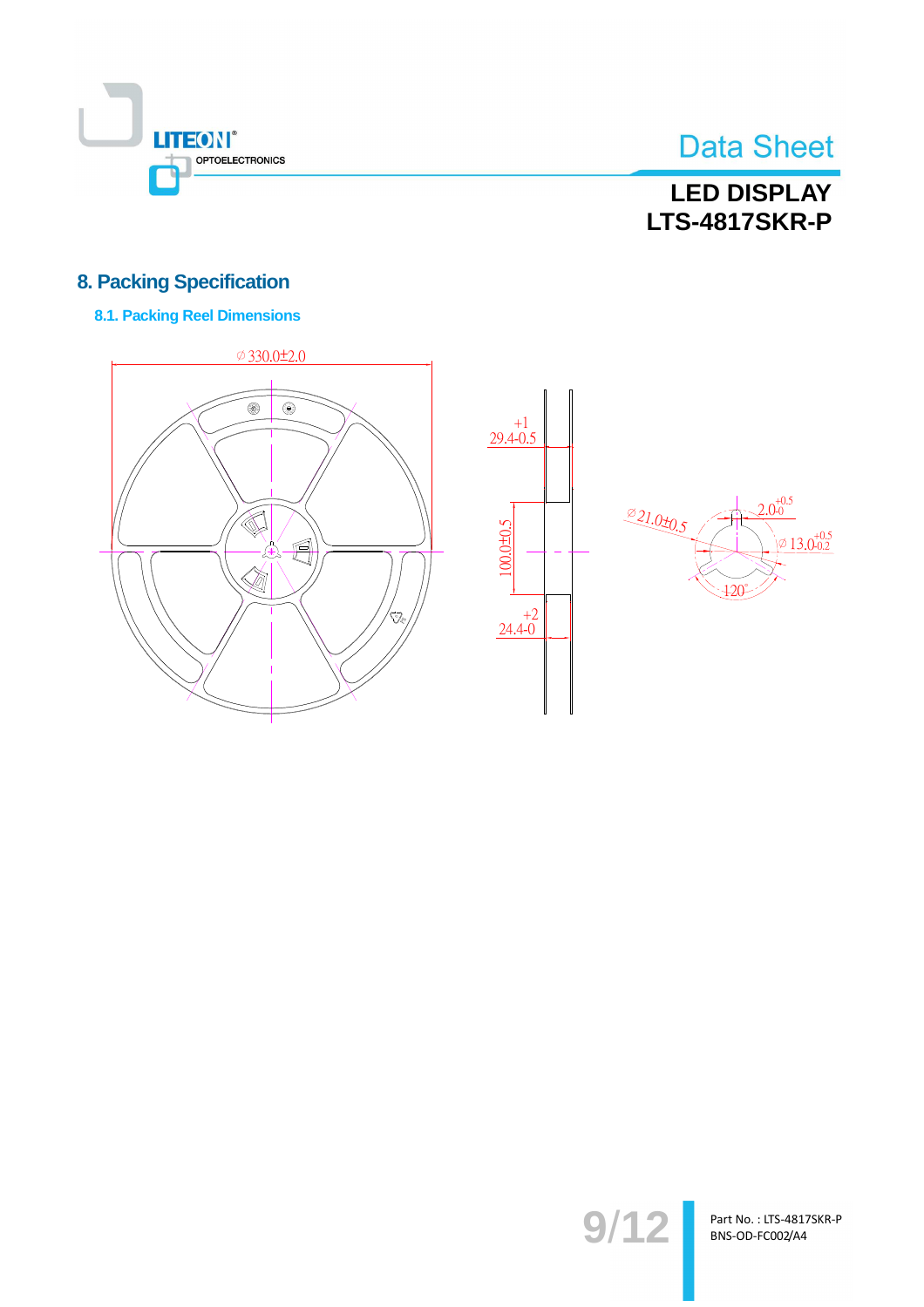## 8. Packing Specification

### 8.1. Packing Reel Dimensions

∅330.0±2.0

$29.4^{+1}_{-0.5}$

$100.0\pm0.5$

$24.4^{+2}_{-0}$

∅21.0±0.5

$2.0^{+0.5}_{-0}$

∅ $13.0^{+0.5}_{-0.2}$

120°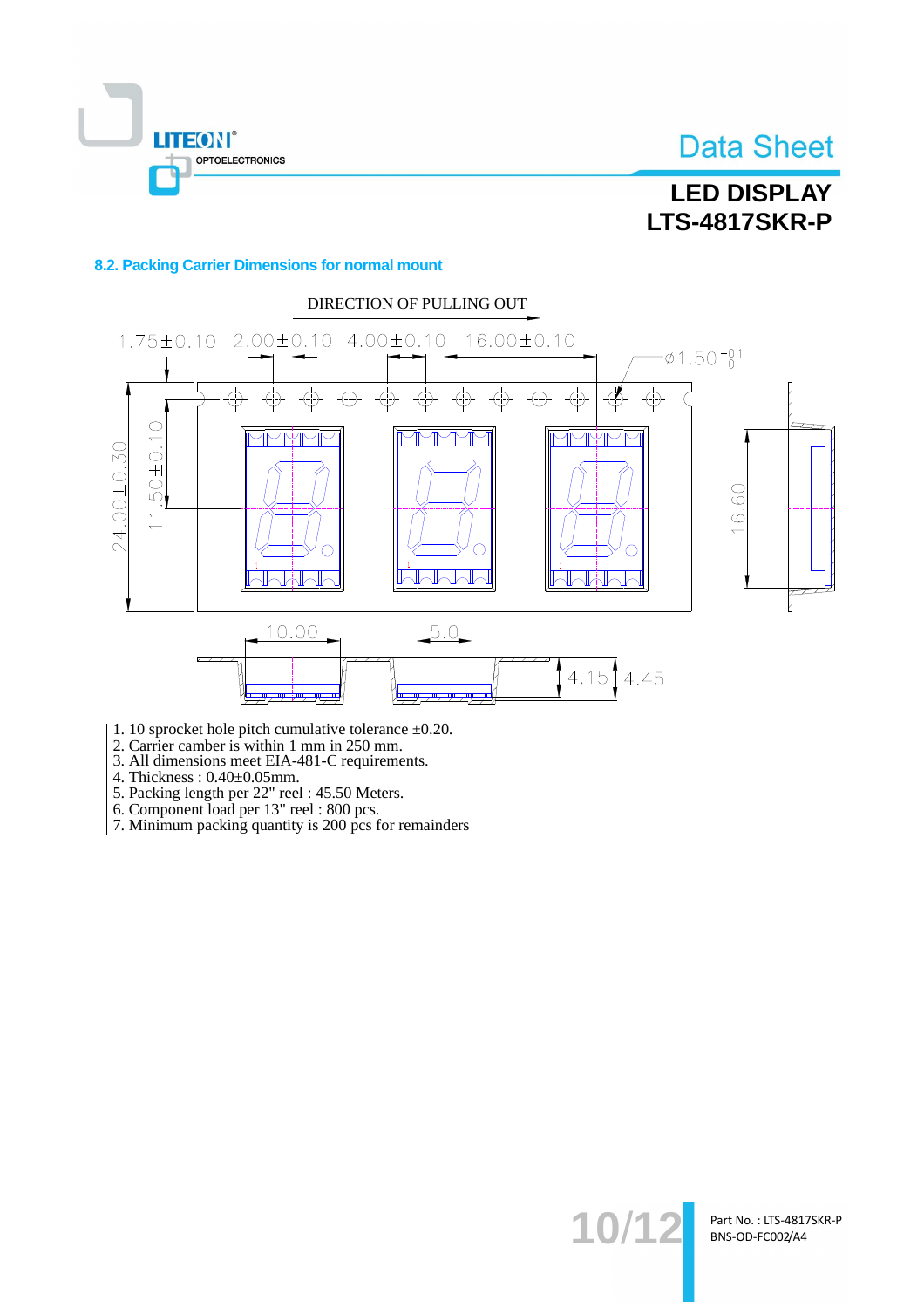## 8.2. Packing Carrier Dimensions for normal mount

DIRECTION OF PULLING OUT

1.75±0.10 2.00±0.10 4.00±0.10 16.00±0.10 Ø1.50 $^{+0.1}_{-0}$

24.00±0.30 11.50±0.10 16.60

10.00 5.0 4.15 4.45

1. 10 sprocket hole pitch cumulative tolerance ±0.20.
2. Carrier camber is within 1 mm in 250 mm.
3. All dimensions meet EIA-481-C requirements.
4. Thickness : 0.40±0.05mm.
5. Packing length per 22" reel : 45.50 Meters.
6. Component load per 13" reel : 800 pcs.
7. Minimum packing quantity is 200 pcs for remainders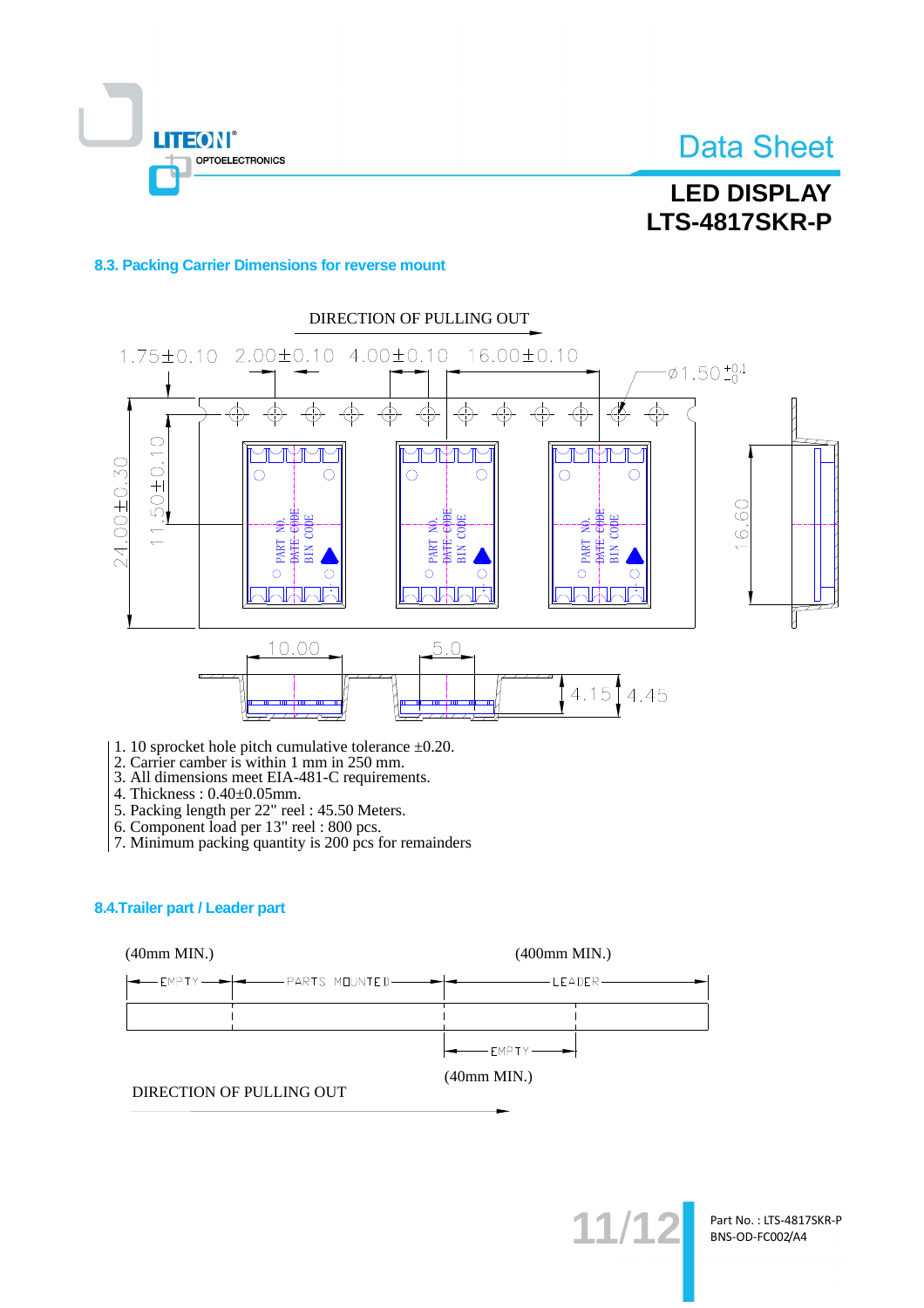### 8.3. Packing Carrier Dimensions for reverse mount

DIRECTION OF PULLING OUT

1.75±0.10  2.00±0.10  4.00±0.10  16.00±0.10  Ø1.50 $^{+0.1}_{-0}$

24.00±0.30  11.50±0.10  16.60

PART NO.  DATE CODE  BIN CODE

10.00  5.0  4.15  4.45

1. 10 sprocket hole pitch cumulative tolerance ±0.20.
2. Carrier camber is within 1 mm in 250 mm.
3. All dimensions meet EIA-481-C requirements.
4. Thickness : 0.40±0.05mm.
5. Packing length per 22" reel : 45.50 Meters.
6. Component load per 13" reel : 800 pcs.
7. Minimum packing quantity is 200 pcs for remainders

### 8.4.Trailer part / Leader part

(40mm MIN.)  (400mm MIN.)

EMPTY  PARTS MOUNTED  LEADER

EMPTY

(40mm MIN.)

DIRECTION OF PULLING OUT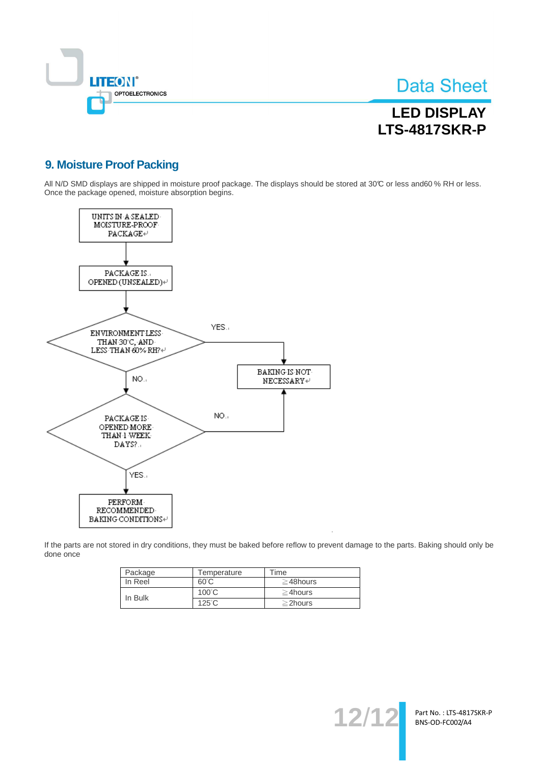## 9. Moisture Proof Packing

All N/D SMD displays are shipped in moisture proof package. The displays should be stored at 30℃ or less and60 % RH or less. Once the package opened, moisture absorption begins.

UNITS IN A SEALED MOISTURE-PROOF PACKAGE

PACKAGE IS OPENED (UNSEALED)

ENVIRONMENT LESS THAN 30°C, AND LESS THAN 60% RH?

YES

BAKING IS NOT NECESSARY

NO

PACKAGE IS OPENED MORE THAN 1 WEEK DAYS?

NO

YES

PERFORM RECOMMENDED BAKING CONDITIONS

If the parts are not stored in dry conditions, they must be baked before reflow to prevent damage to the parts. Baking should only be done once

| Package | Temperature | Time |
|---|---|---|
| In Reel | 60°C | ≧48hours |
| In Bulk | 100°C | ≧4hours |
| | 125°C | ≧2hours |